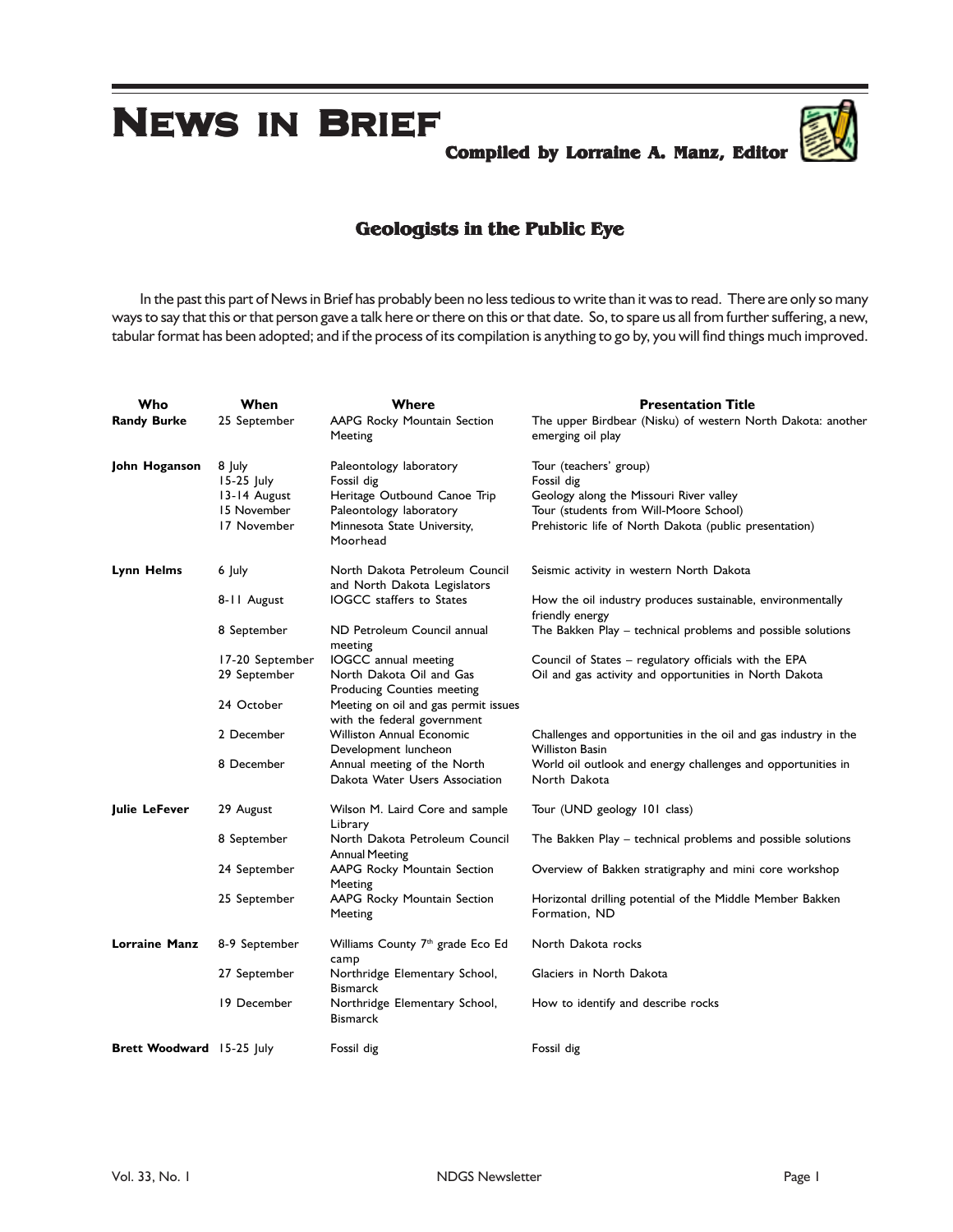# News in Brief

**Compiled by Lorraine A. Manz, Editor**

## Geologists in the Public Eye

In the past this part of News in Brief has probably been no less tedious to write than it was to read. There are only so many ways to say that this or that person gave a talk here or there on this or that date. So, to spare us all from further suffering, a new, tabular format has been adopted; and if the process of its compilation is anything to go by, you will find things much improved.

| Who | When | Where | Presentation Title |
|---|---|---|---|
| **Randy Burke** | 25 September | AAPG Rocky Mountain Section Meeting | The upper Birdbear (Nisku) of western North Dakota: another emerging oil play |
| **John Hoganson** | 8 July | Paleontology laboratory | Tour (teachers' group) |
| | 15-25 July | Fossil dig | Fossil dig |
| | 13-14 August | Heritage Outbound Canoe Trip | Geology along the Missouri River valley |
| | 15 November | Paleontology laboratory | Tour (students from Will-Moore School) |
| | 17 November | Minnesota State University, Moorhead | Prehistoric life of North Dakota (public presentation) |
| **Lynn Helms** | 6 July | North Dakota Petroleum Council and North Dakota Legislators | Seismic activity in western North Dakota |
| | 8-11 August | IOGCC staffers to States | How the oil industry produces sustainable, environmentally friendly energy |
| | 8 September | ND Petroleum Council annual meeting | The Bakken Play – technical problems and possible solutions |
| | 17-20 September | IOGCC annual meeting | Council of States – regulatory officials with the EPA |
| | 29 September | North Dakota Oil and Gas Producing Counties meeting | Oil and gas activity and opportunities in North Dakota |
| | 24 October | Meeting on oil and gas permit issues with the federal government | |
| | 2 December | Williston Annual Economic Development luncheon | Challenges and opportunities in the oil and gas industry in the Williston Basin |
| | 8 December | Annual meeting of the North Dakota Water Users Association | World oil outlook and energy challenges and opportunities in North Dakota |
| **Julie LeFever** | 29 August | Wilson M. Laird Core and sample Library | Tour (UND geology 101 class) |
| | 8 September | North Dakota Petroleum Council Annual Meeting | The Bakken Play – technical problems and possible solutions |
| | 24 September | AAPG Rocky Mountain Section Meeting | Overview of Bakken stratigraphy and mini core workshop |
| | 25 September | AAPG Rocky Mountain Section Meeting | Horizontal drilling potential of the Middle Member Bakken Formation, ND |
| **Lorraine Manz** | 8-9 September | Williams County 7th grade Eco Ed camp | North Dakota rocks |
| | 27 September | Northridge Elementary School, Bismarck | Glaciers in North Dakota |
| | 19 December | Northridge Elementary School, Bismarck | How to identify and describe rocks |
| **Brett Woodward** | 15-25 July | Fossil dig | Fossil dig |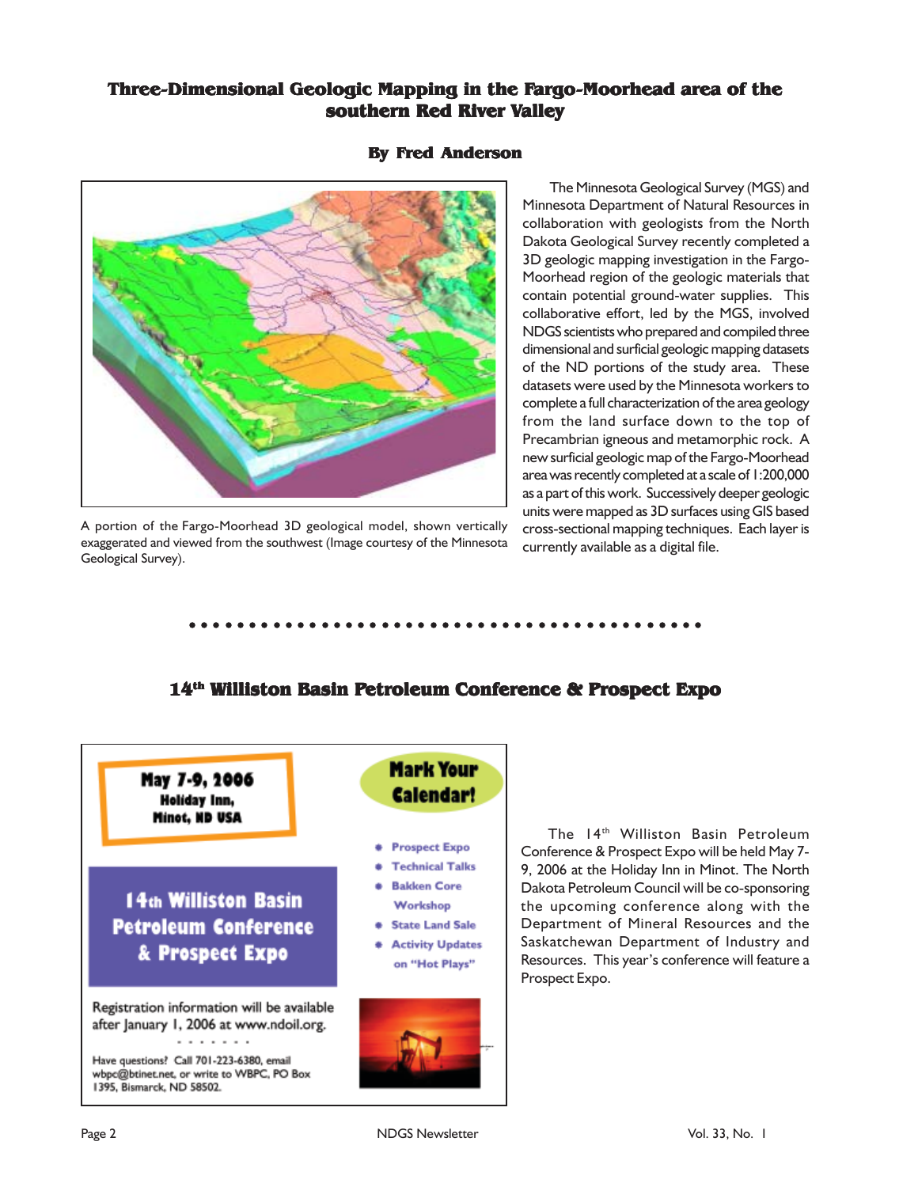## Three-Dimensional Geologic Mapping in the Fargo-Moorhead area of the southern Red River Valley

**By Fred Anderson**

A portion of the Fargo-Moorhead 3D geological model, shown vertically exaggerated and viewed from the southwest (Image courtesy of the Minnesota Geological Survey).

The Minnesota Geological Survey (MGS) and Minnesota Department of Natural Resources in collaboration with geologists from the North Dakota Geological Survey recently completed a 3D geologic mapping investigation in the Fargo-Moorhead region of the geologic materials that contain potential ground-water supplies. This collaborative effort, led by the MGS, involved NDGS scientists who prepared and compiled three dimensional and surficial geologic mapping datasets of the ND portions of the study area. These datasets were used by the Minnesota workers to complete a full characterization of the area geology from the land surface down to the top of Precambrian igneous and metamorphic rock. A new surficial geologic map of the Fargo-Moorhead area was recently completed at a scale of 1:200,000 as a part of this work. Successively deeper geologic units were mapped as 3D surfaces using GIS based cross-sectional mapping techniques. Each layer is currently available as a digital file.

## 14th Williston Basin Petroleum Conference & Prospect Expo

**May 7-9, 2006**
**Holiday Inn, Minot, ND USA**

**14th Williston Basin Petroleum Conference & Prospect Expo**

**Mark Your Calendar!**

- Prospect Expo
- Technical Talks
- Bakken Core Workshop
- State Land Sale
- Activity Updates on "Hot Plays"

Registration information will be available after January 1, 2006 at www.ndoil.org.

Have questions? Call 701-223-6380, email wbpc@btinet.net, or write to WBPC, PO Box 1395, Bismarck, ND 58502.

The 14th Williston Basin Petroleum Conference & Prospect Expo will be held May 7-9, 2006 at the Holiday Inn in Minot. The North Dakota Petroleum Council will be co-sponsoring the upcoming conference along with the Department of Mineral Resources and the Saskatchewan Department of Industry and Resources. This year's conference will feature a Prospect Expo.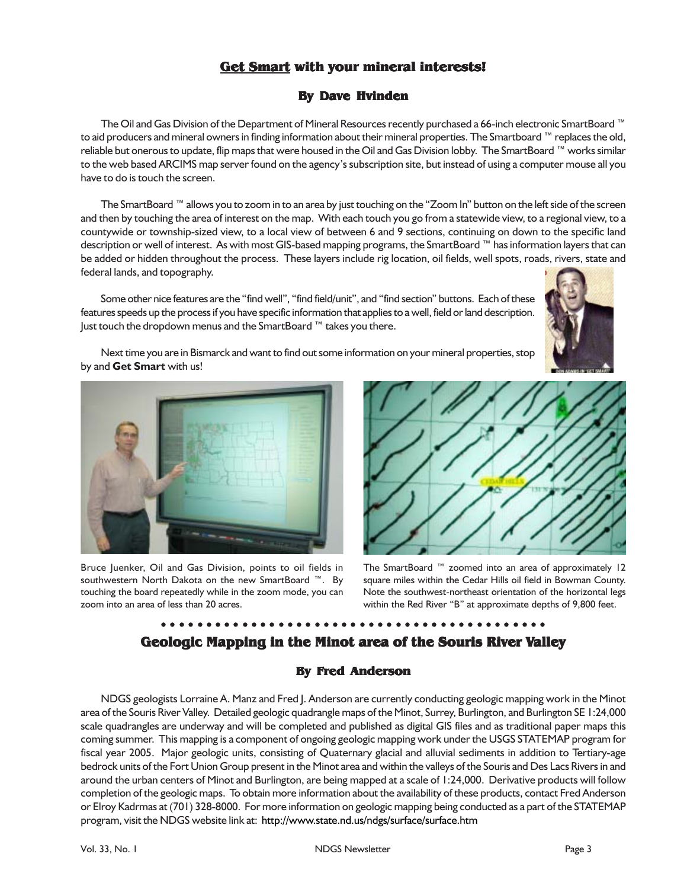## <u>Get Smart</u> with your mineral interests!

### By Dave Hvinden

The Oil and Gas Division of the Department of Mineral Resources recently purchased a 66-inch electronic SmartBoard ™ to aid producers and mineral owners in finding information about their mineral properties. The Smartboard ™ replaces the old, reliable but onerous to update, flip maps that were housed in the Oil and Gas Division lobby. The SmartBoard ™ works similar to the web based ARCIMS map server found on the agency's subscription site, but instead of using a computer mouse all you have to do is touch the screen.

The SmartBoard ™ allows you to zoom in to an area by just touching on the "Zoom In" button on the left side of the screen and then by touching the area of interest on the map. With each touch you go from a statewide view, to a regional view, to a countywide or township-sized view, to a local view of between 6 and 9 sections, continuing on down to the specific land description or well of interest. As with most GIS-based mapping programs, the SmartBoard ™ has information layers that can be added or hidden throughout the process. These layers include rig location, oil fields, well spots, roads, rivers, state and federal lands, and topography.

Some other nice features are the "find well", "find field/unit", and "find section" buttons. Each of these features speeds up the process if you have specific information that applies to a well, field or land description. Just touch the dropdown menus and the SmartBoard ™ takes you there.

Next time you are in Bismarck and want to find out some information on your mineral properties, stop by and **Get Smart** with us!

DON ADAMS IN "GET SMART"

Bruce Juenker, Oil and Gas Division, points to oil fields in southwestern North Dakota on the new SmartBoard ™. By touching the board repeatedly while in the zoom mode, you can zoom into an area of less than 20 acres.

The SmartBoard ™ zoomed into an area of approximately 12 square miles within the Cedar Hills oil field in Bowman County. Note the southwest-northeast orientation of the horizontal legs within the Red River "B" at approximate depths of 9,800 feet.

## Geologic Mapping in the Minot area of the Souris River Valley

### By Fred Anderson

NDGS geologists Lorraine A. Manz and Fred J. Anderson are currently conducting geologic mapping work in the Minot area of the Souris River Valley. Detailed geologic quadrangle maps of the Minot, Surrey, Burlington, and Burlington SE 1:24,000 scale quadrangles are underway and will be completed and published as digital GIS files and as traditional paper maps this coming summer. This mapping is a component of ongoing geologic mapping work under the USGS STATEMAP program for fiscal year 2005. Major geologic units, consisting of Quaternary glacial and alluvial sediments in addition to Tertiary-age bedrock units of the Fort Union Group present in the Minot area and within the valleys of the Souris and Des Lacs Rivers in and around the urban centers of Minot and Burlington, are being mapped at a scale of 1:24,000. Derivative products will follow completion of the geologic maps. To obtain more information about the availability of these products, contact Fred Anderson or Elroy Kadrmas at (701) 328-8000. For more information on geologic mapping being conducted as a part of the STATEMAP program, visit the NDGS website link at: http://www.state.nd.us/ndgs/surface/surface.htm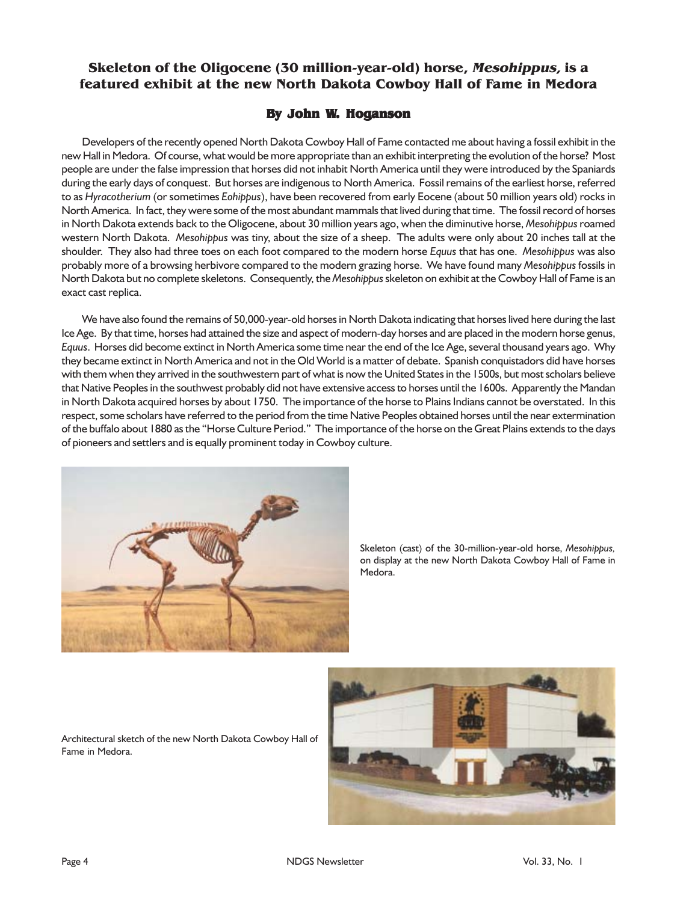## Skeleton of the Oligocene (30 million-year-old) horse, *Mesohippus,* is a featured exhibit at the new North Dakota Cowboy Hall of Fame in Medora

### By John W. Hoganson

Developers of the recently opened North Dakota Cowboy Hall of Fame contacted me about having a fossil exhibit in the new Hall in Medora. Of course, what would be more appropriate than an exhibit interpreting the evolution of the horse? Most people are under the false impression that horses did not inhabit North America until they were introduced by the Spaniards during the early days of conquest. But horses are indigenous to North America. Fossil remains of the earliest horse, referred to as *Hyracotherium* (or sometimes *Eohippus*), have been recovered from early Eocene (about 50 million years old) rocks in North America. In fact, they were some of the most abundant mammals that lived during that time. The fossil record of horses in North Dakota extends back to the Oligocene, about 30 million years ago, when the diminutive horse, *Mesohippus* roamed western North Dakota. *Mesohippus* was tiny, about the size of a sheep. The adults were only about 20 inches tall at the shoulder. They also had three toes on each foot compared to the modern horse *Equus* that has one. *Mesohippus* was also probably more of a browsing herbivore compared to the modern grazing horse. We have found many *Mesohippus* fossils in North Dakota but no complete skeletons. Consequently, the *Mesohippus* skeleton on exhibit at the Cowboy Hall of Fame is an exact cast replica.

We have also found the remains of 50,000-year-old horses in North Dakota indicating that horses lived here during the last Ice Age. By that time, horses had attained the size and aspect of modern-day horses and are placed in the modern horse genus, *Equus*. Horses did become extinct in North America some time near the end of the Ice Age, several thousand years ago. Why they became extinct in North America and not in the Old World is a matter of debate. Spanish conquistadors did have horses with them when they arrived in the southwestern part of what is now the United States in the 1500s, but most scholars believe that Native Peoples in the southwest probably did not have extensive access to horses until the 1600s. Apparently the Mandan in North Dakota acquired horses by about 1750. The importance of the horse to Plains Indians cannot be overstated. In this respect, some scholars have referred to the period from the time Native Peoples obtained horses until the near extermination of the buffalo about 1880 as the "Horse Culture Period." The importance of the horse on the Great Plains extends to the days of pioneers and settlers and is equally prominent today in Cowboy culture.

Skeleton (cast) of the 30-million-year-old horse, *Mesohippus,* on display at the new North Dakota Cowboy Hall of Fame in Medora.

Architectural sketch of the new North Dakota Cowboy Hall of Fame in Medora.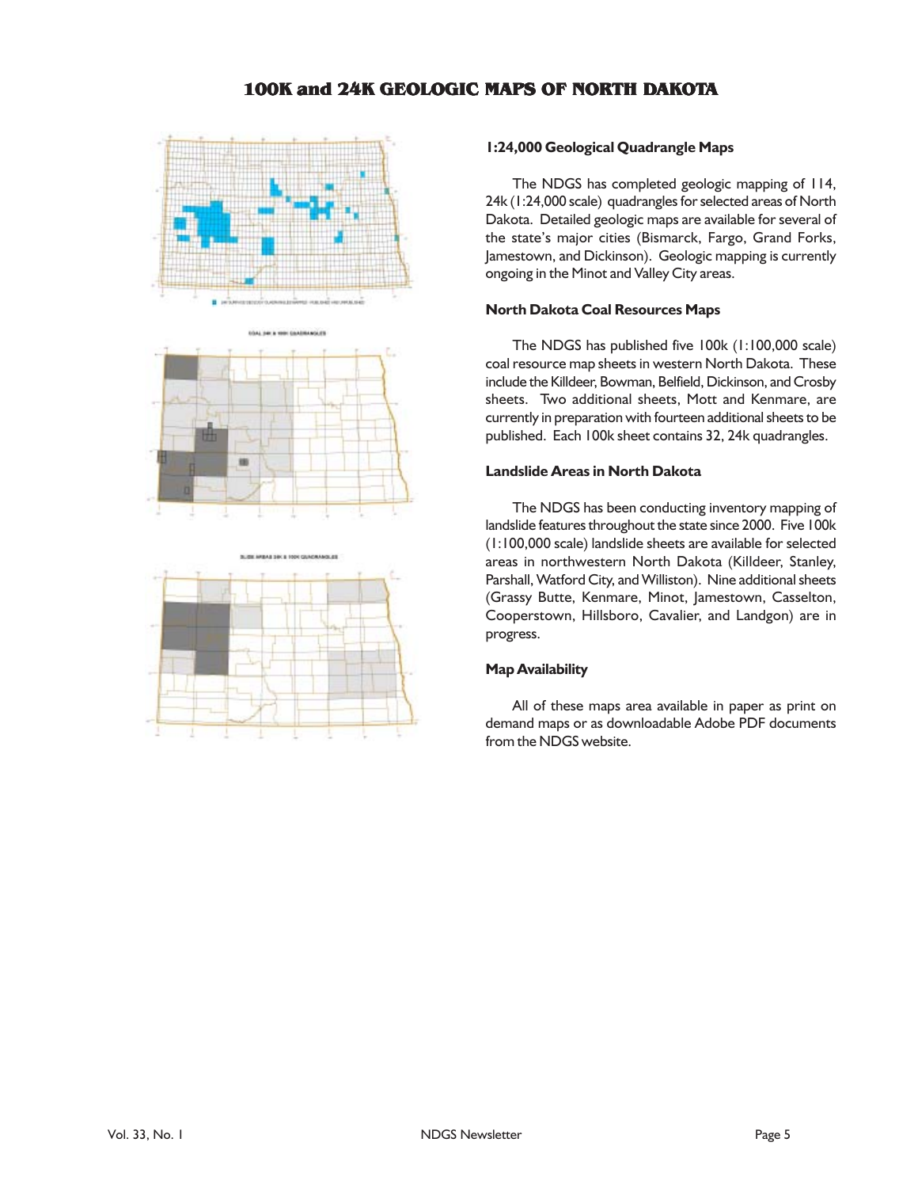# 100K and 24K GEOLOGIC MAPS OF NORTH DAKOTA

### 1:24,000 Geological Quadrangle Maps

The NDGS has completed geologic mapping of 114, 24k (1:24,000 scale) quadrangles for selected areas of North Dakota. Detailed geologic maps are available for several of the state's major cities (Bismarck, Fargo, Grand Forks, Jamestown, and Dickinson). Geologic mapping is currently ongoing in the Minot and Valley City areas.

### North Dakota Coal Resources Maps

The NDGS has published five 100k (1:100,000 scale) coal resource map sheets in western North Dakota. These include the Killdeer, Bowman, Belfield, Dickinson, and Crosby sheets. Two additional sheets, Mott and Kenmare, are currently in preparation with fourteen additional sheets to be published. Each 100k sheet contains 32, 24k quadrangles.

### Landslide Areas in North Dakota

The NDGS has been conducting inventory mapping of landslide features throughout the state since 2000. Five 100k (1:100,000 scale) landslide sheets are available for selected areas in northwestern North Dakota (Killdeer, Stanley, Parshall, Watford City, and Williston). Nine additional sheets (Grassy Butte, Kenmare, Minot, Jamestown, Casselton, Cooperstown, Hillsboro, Cavalier, and Landgon) are in progress.

### Map Availability

All of these maps area available in paper as print on demand maps or as downloadable Adobe PDF documents from the NDGS website.